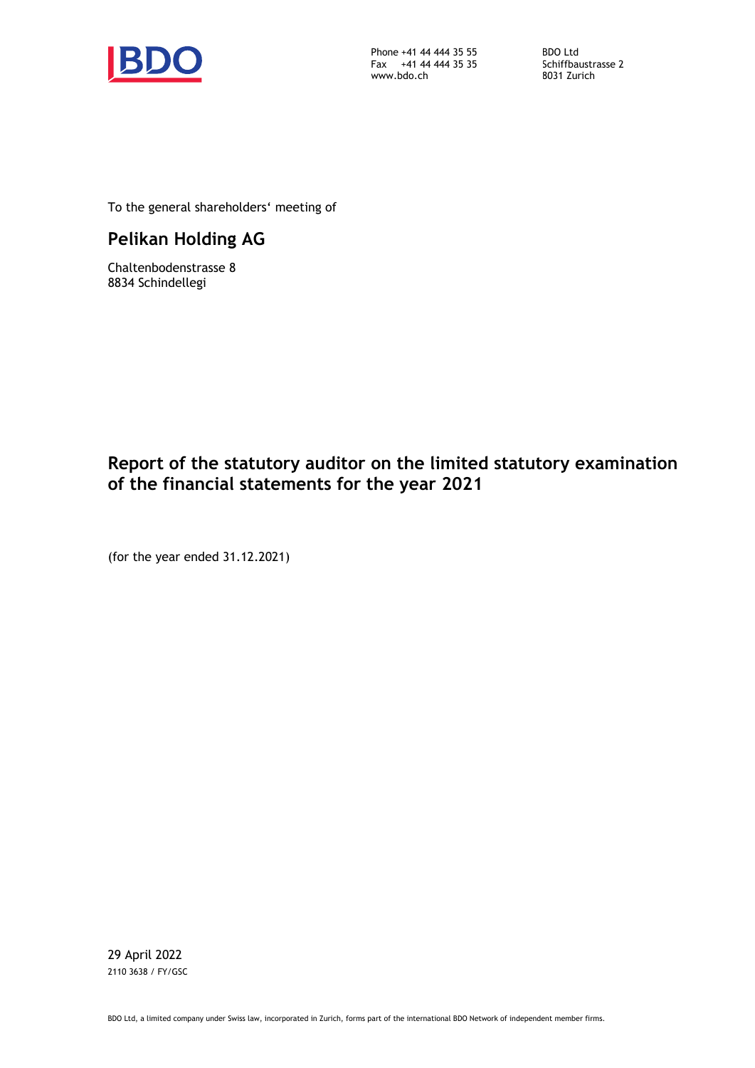Phone +41 44 444 35 55
Fax +41 44 444 35 35
www.bdo.ch

BDO Ltd
Schiffbaustrasse 2
8031 Zurich

To the general shareholders' meeting of

## Pelikan Holding AG

Chaltenbodenstrasse 8
8834 Schindellegi

# Report of the statutory auditor on the limited statutory examination of the financial statements for the year 2021

(for the year ended 31.12.2021)

29 April 2022
2110 3638 / FY/GSC

BDO Ltd, a limited company under Swiss law, incorporated in Zurich, forms part of the international BDO Network of independent member firms.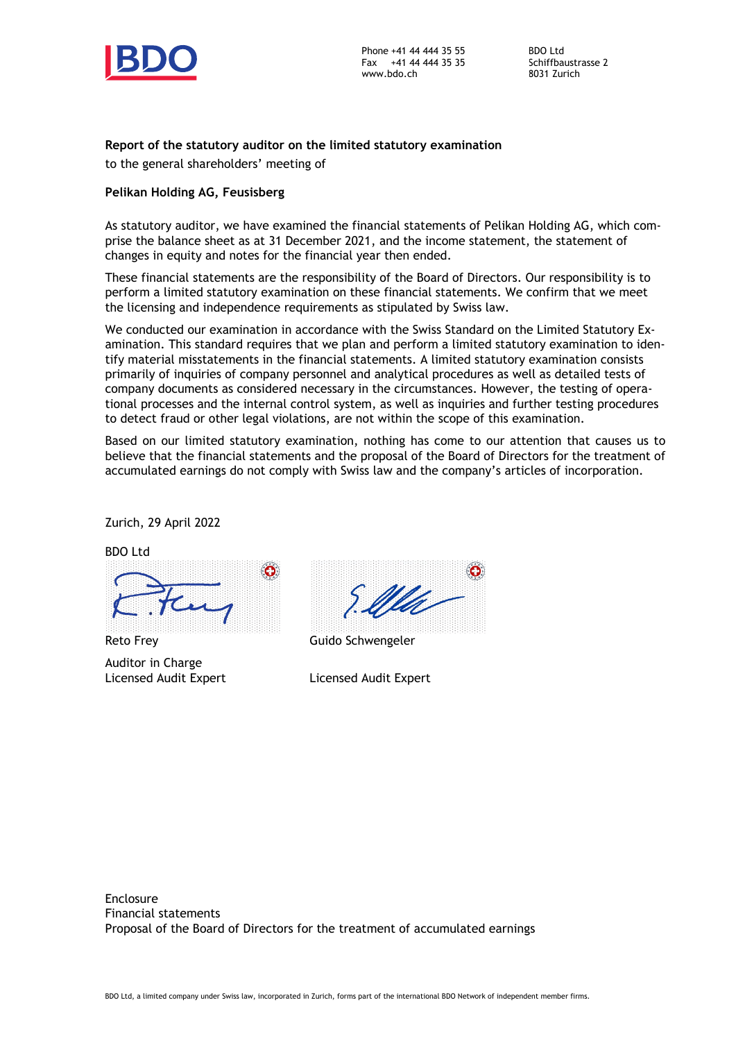Phone +41 44 444 35 55
Fax +41 44 444 35 35
www.bdo.ch

BDO Ltd
Schiffbaustrasse 2
8031 Zurich

**Report of the statutory auditor on the limited statutory examination**

to the general shareholders' meeting of

**Pelikan Holding AG, Feusisberg**

As statutory auditor, we have examined the financial statements of Pelikan Holding AG, which comprise the balance sheet as at 31 December 2021, and the income statement, the statement of changes in equity and notes for the financial year then ended.

These financial statements are the responsibility of the Board of Directors. Our responsibility is to perform a limited statutory examination on these financial statements. We confirm that we meet the licensing and independence requirements as stipulated by Swiss law.

We conducted our examination in accordance with the Swiss Standard on the Limited Statutory Examination. This standard requires that we plan and perform a limited statutory examination to identify material misstatements in the financial statements. A limited statutory examination consists primarily of inquiries of company personnel and analytical procedures as well as detailed tests of company documents as considered necessary in the circumstances. However, the testing of operational processes and the internal control system, as well as inquiries and further testing procedures to detect fraud or other legal violations, are not within the scope of this examination.

Based on our limited statutory examination, nothing has come to our attention that causes us to believe that the financial statements and the proposal of the Board of Directors for the treatment of accumulated earnings do not comply with Swiss law and the company's articles of incorporation.

Zurich, 29 April 2022

BDO Ltd

Reto Frey

Auditor in Charge
Licensed Audit Expert

Guido Schwengeler

Licensed Audit Expert

Enclosure
Financial statements
Proposal of the Board of Directors for the treatment of accumulated earnings

BDO Ltd, a limited company under Swiss law, incorporated in Zurich, forms part of the international BDO Network of independent member firms.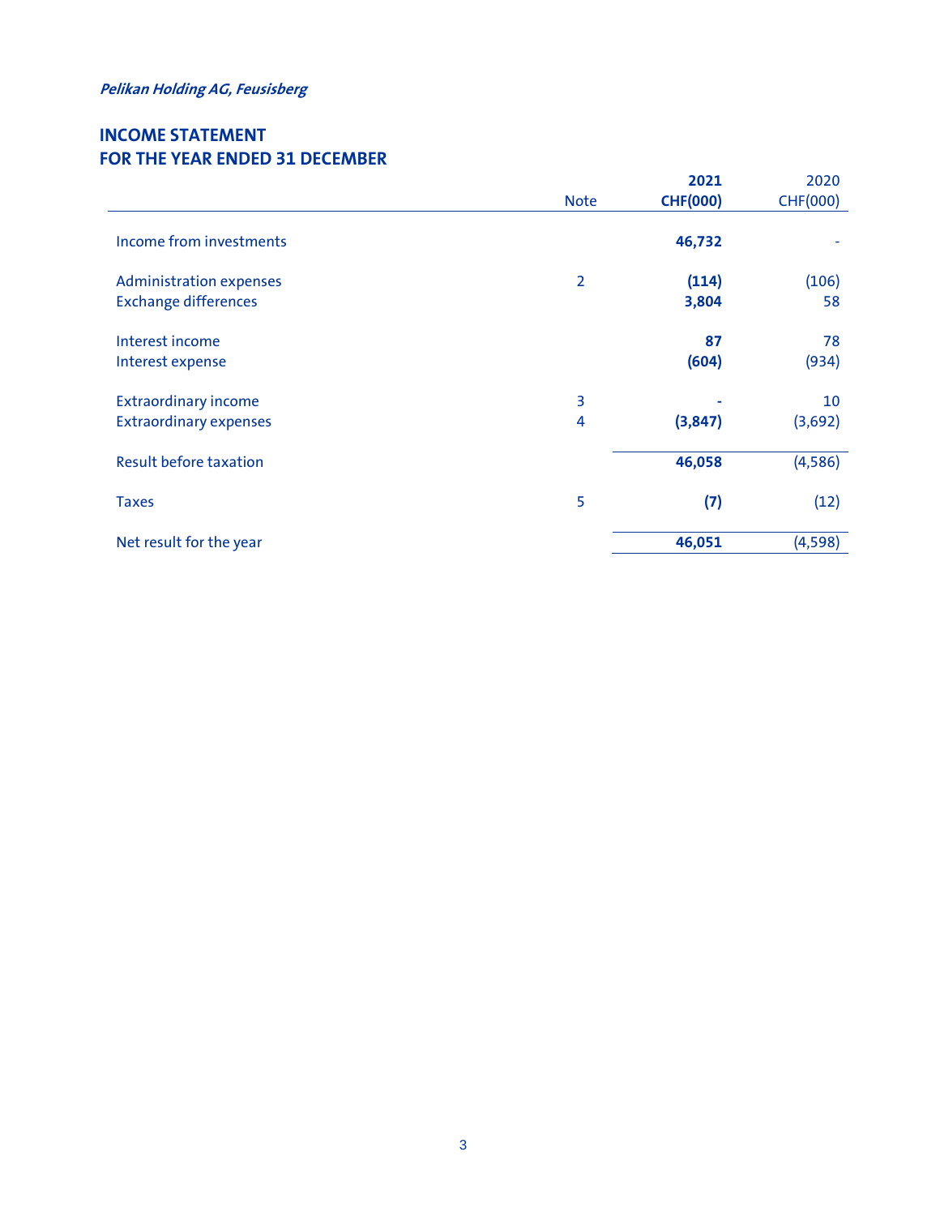*Pelikan Holding AG, Feusisberg*

# INCOME STATEMENT
# FOR THE YEAR ENDED 31 DECEMBER

| | Note | **2021 CHF(000)** | 2020 CHF(000) |
|---|---|---|---|
| Income from investments | | **46,732** | - |
| Administration expenses | 2 | **(114)** | (106) |
| Exchange differences | | **3,804** | 58 |
| Interest income | | **87** | 78 |
| Interest expense | | **(604)** | (934) |
| Extraordinary income | 3 | **-** | 10 |
| Extraordinary expenses | 4 | **(3,847)** | (3,692) |
| Result before taxation | | **46,058** | (4,586) |
| Taxes | 5 | **(7)** | (12) |
| Net result for the year | | **46,051** | (4,598) |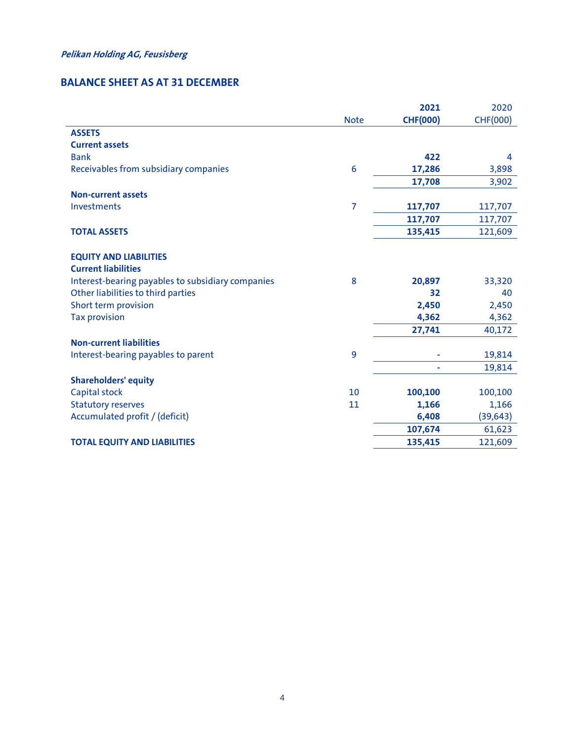*Pelikan Holding AG, Feusisberg*

## BALANCE SHEET AS AT 31 DECEMBER

| | Note | **2021 CHF(000)** | 2020 CHF(000) |
|---|---|---|---|
| **ASSETS** | | | |
| **Current assets** | | | |
| Bank | | **422** | 4 |
| Receivables from subsidiary companies | 6 | **17,286** | 3,898 |
| | | **17,708** | 3,902 |
| **Non-current assets** | | | |
| Investments | 7 | **117,707** | 117,707 |
| | | **117,707** | 117,707 |
| **TOTAL ASSETS** | | **135,415** | 121,609 |
| | | | |
| **EQUITY AND LIABILITIES** | | | |
| **Current liabilities** | | | |
| Interest-bearing payables to subsidiary companies | 8 | **20,897** | 33,320 |
| Other liabilities to third parties | | **32** | 40 |
| Short term provision | | **2,450** | 2,450 |
| Tax provision | | **4,362** | 4,362 |
| | | **27,741** | 40,172 |
| **Non-current liabilities** | | | |
| Interest-bearing payables to parent | 9 | **-** | 19,814 |
| | | **-** | 19,814 |
| **Shareholders' equity** | | | |
| Capital stock | 10 | **100,100** | 100,100 |
| Statutory reserves | 11 | **1,166** | 1,166 |
| Accumulated profit / (deficit) | | **6,408** | (39,643) |
| | | **107,674** | 61,623 |
| **TOTAL EQUITY AND LIABILITIES** | | **135,415** | 121,609 |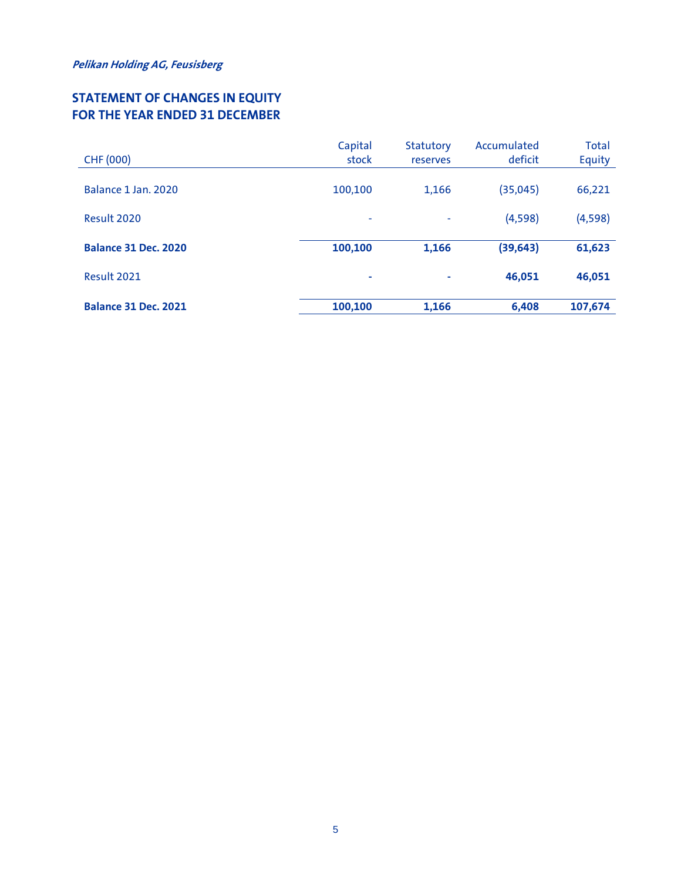*Pelikan Holding AG, Feusisberg*

## STATEMENT OF CHANGES IN EQUITY
## FOR THE YEAR ENDED 31 DECEMBER

| CHF (000) | Capital stock | Statutory reserves | Accumulated deficit | Total Equity |
|---|---|---|---|---|
| Balance 1 Jan. 2020 | 100,100 | 1,166 | (35,045) | 66,221 |
| Result 2020 | - | - | (4,598) | (4,598) |
| **Balance 31 Dec. 2020** | **100,100** | **1,166** | **(39,643)** | **61,623** |
| Result 2021 | **-** | **-** | **46,051** | **46,051** |
| **Balance 31 Dec. 2021** | **100,100** | **1,166** | **6,408** | **107,674** |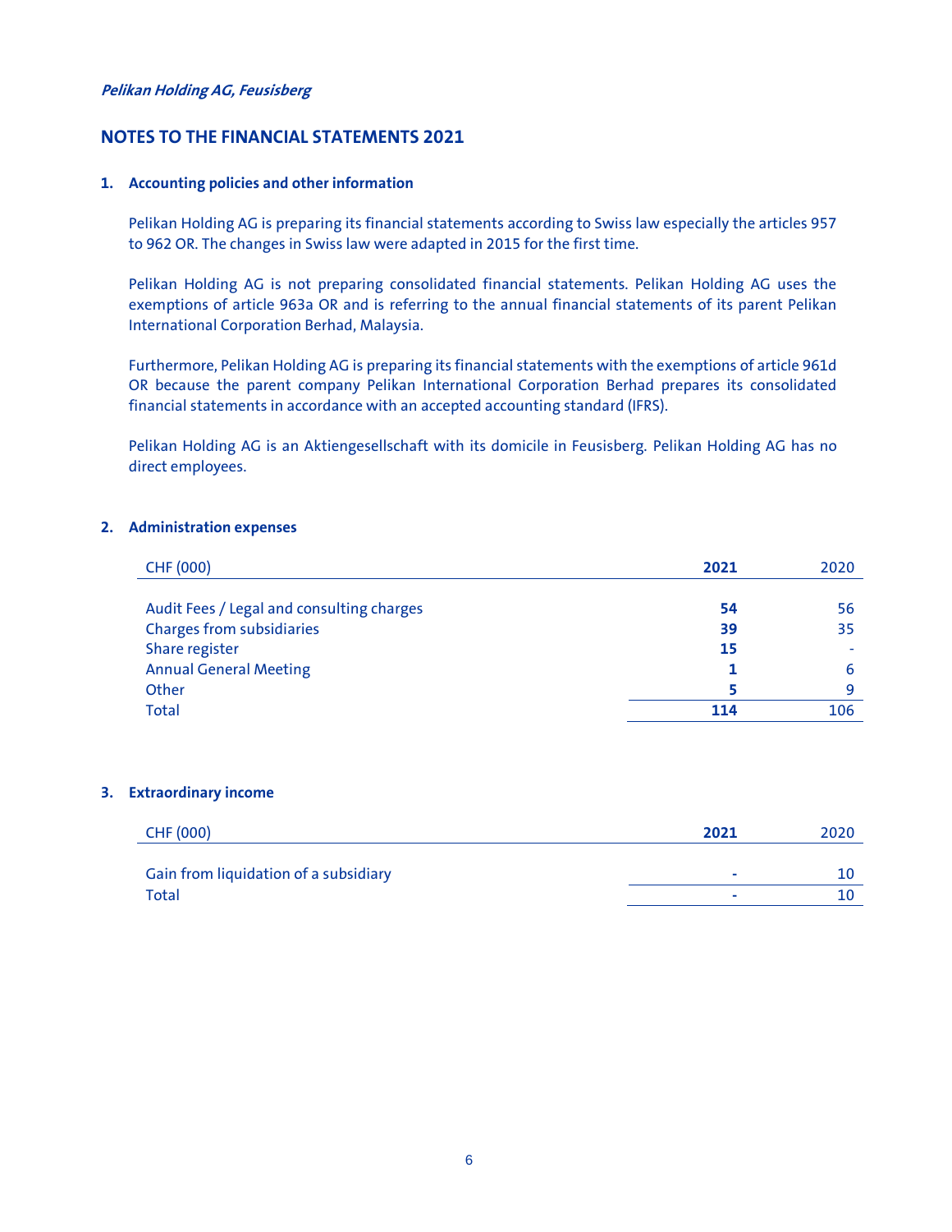*Pelikan Holding AG, Feusisberg*

## NOTES TO THE FINANCIAL STATEMENTS 2021

### 1. Accounting policies and other information

Pelikan Holding AG is preparing its financial statements according to Swiss law especially the articles 957 to 962 OR. The changes in Swiss law were adapted in 2015 for the first time.

Pelikan Holding AG is not preparing consolidated financial statements. Pelikan Holding AG uses the exemptions of article 963a OR and is referring to the annual financial statements of its parent Pelikan International Corporation Berhad, Malaysia.

Furthermore, Pelikan Holding AG is preparing its financial statements with the exemptions of article 961d OR because the parent company Pelikan International Corporation Berhad prepares its consolidated financial statements in accordance with an accepted accounting standard (IFRS).

Pelikan Holding AG is an Aktiengesellschaft with its domicile in Feusisberg. Pelikan Holding AG has no direct employees.

### 2. Administration expenses

| CHF (000) | **2021** | 2020 |
|---|---|---|
| Audit Fees / Legal and consulting charges | **54** | 56 |
| Charges from subsidiaries | **39** | 35 |
| Share register | **15** | - |
| Annual General Meeting | **1** | 6 |
| Other | **5** | 9 |
| Total | **114** | 106 |

### 3. Extraordinary income

| CHF (000) | **2021** | 2020 |
|---|---|---|
| Gain from liquidation of a subsidiary | - | 10 |
| Total | - | 10 |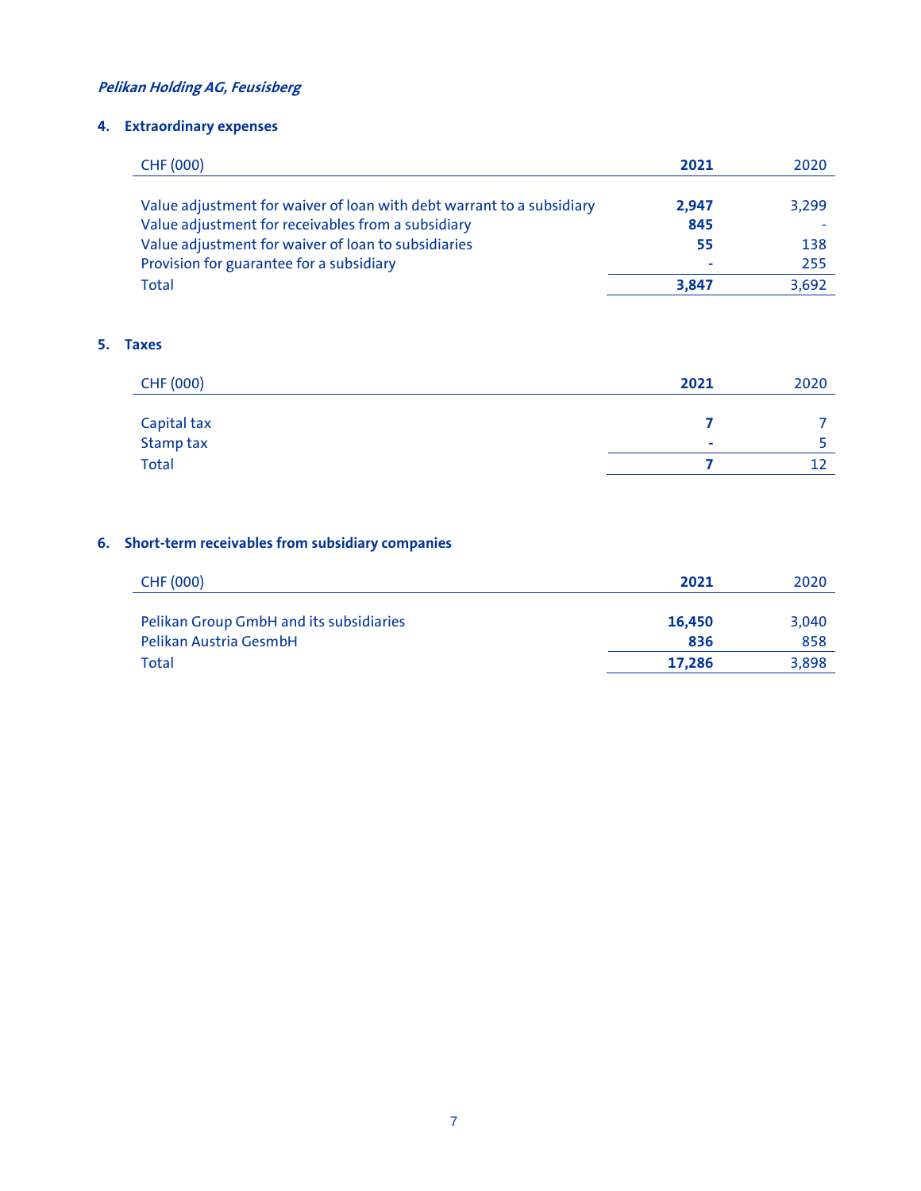*Pelikan Holding AG, Feusisberg*

## 4. Extraordinary expenses

| CHF (000) | 2021 | 2020 |
|---|---|---|
| Value adjustment for waiver of loan with debt warrant to a subsidiary | **2,947** | 3,299 |
| Value adjustment for receivables from a subsidiary | **845** | - |
| Value adjustment for waiver of loan to subsidiaries | **55** | 138 |
| Provision for guarantee for a subsidiary | **-** | 255 |
| Total | **3,847** | 3,692 |

## 5. Taxes

| CHF (000) | 2021 | 2020 |
|---|---|---|
| Capital tax | **7** | 7 |
| Stamp tax | **-** | 5 |
| Total | **7** | 12 |

## 6. Short-term receivables from subsidiary companies

| CHF (000) | 2021 | 2020 |
|---|---|---|
| Pelikan Group GmbH and its subsidiaries | **16,450** | 3,040 |
| Pelikan Austria GesmbH | **836** | 858 |
| Total | **17,286** | 3,898 |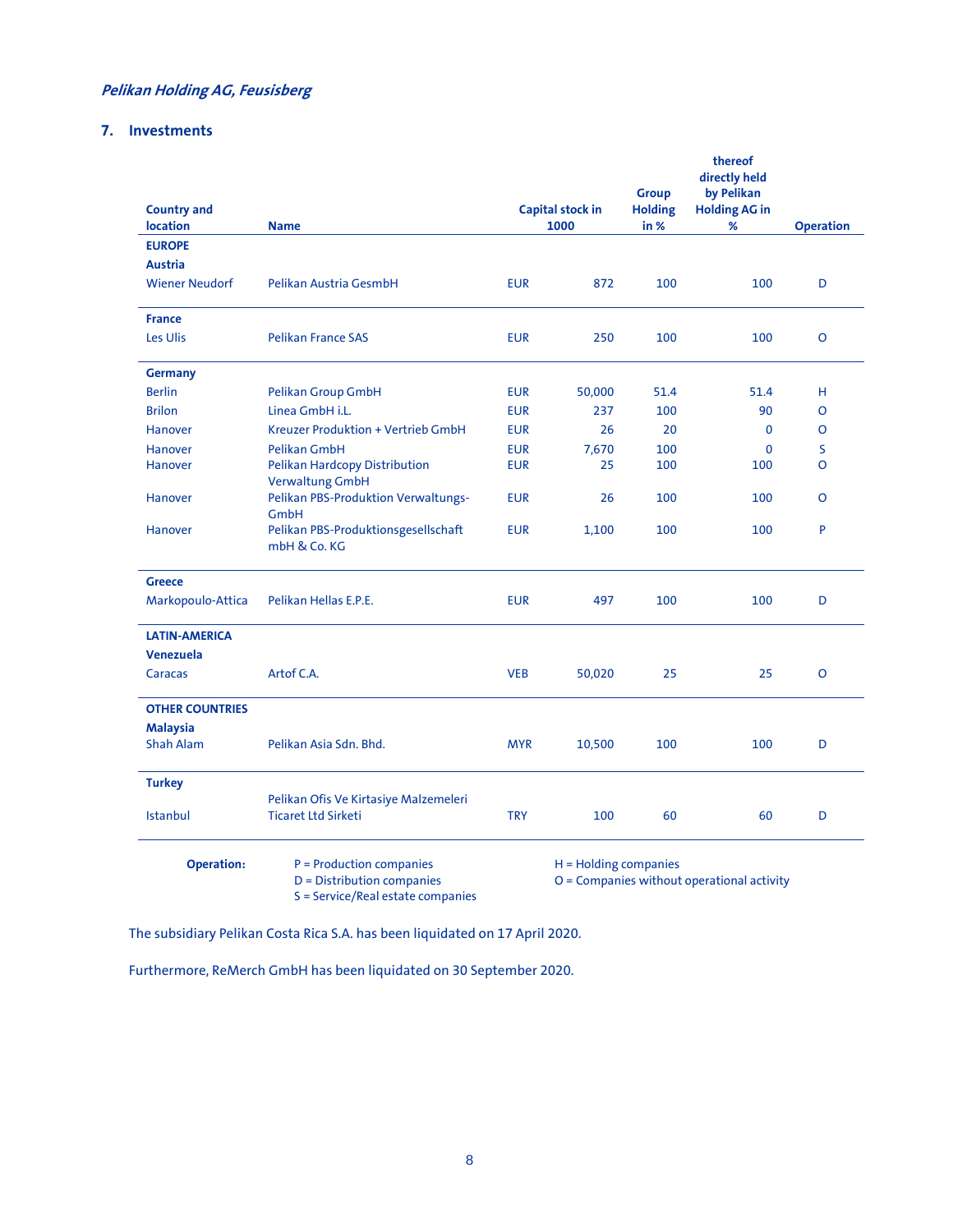*Pelikan Holding AG, Feusisberg*

## 7. Investments

| Country and location | Name | Capital stock in 1000 | | Group Holding in % | thereof directly held by Pelikan Holding AG in % | Operation |
|---|---|---|---|---|---|---|
| **EUROPE** | | | | | | |
| **Austria** | | | | | | |
| Wiener Neudorf | Pelikan Austria GesmbH | EUR | 872 | 100 | 100 | D |
| **France** | | | | | | |
| Les Ulis | Pelikan France SAS | EUR | 250 | 100 | 100 | O |
| **Germany** | | | | | | |
| Berlin | Pelikan Group GmbH | EUR | 50,000 | 51.4 | 51.4 | H |
| Brilon | Linea GmbH i.L. | EUR | 237 | 100 | 90 | O |
| Hanover | Kreuzer Produktion + Vertrieb GmbH | EUR | 26 | 20 | 0 | O |
| Hanover | Pelikan GmbH | EUR | 7,670 | 100 | 0 | S |
| Hanover | Pelikan Hardcopy Distribution Verwaltung GmbH | EUR | 25 | 100 | 100 | O |
| Hanover | Pelikan PBS-Produktion Verwaltungs-GmbH | EUR | 26 | 100 | 100 | O |
| Hanover | Pelikan PBS-Produktionsgesellschaft mbH & Co. KG | EUR | 1,100 | 100 | 100 | P |
| **Greece** | | | | | | |
| Markopoulo-Attica | Pelikan Hellas E.P.E. | EUR | 497 | 100 | 100 | D |
| **LATIN-AMERICA** | | | | | | |
| **Venezuela** | | | | | | |
| Caracas | Artof C.A. | VEB | 50,020 | 25 | 25 | O |
| **OTHER COUNTRIES** | | | | | | |
| **Malaysia** | | | | | | |
| Shah Alam | Pelikan Asia Sdn. Bhd. | MYR | 10,500 | 100 | 100 | D |
| **Turkey** | | | | | | |
| Istanbul | Pelikan Ofis Ve Kirtasiye Malzemeleri Ticaret Ltd Sirketi | TRY | 100 | 60 | 60 | D |

**Operation:**
P = Production companies
D = Distribution companies
S = Service/Real estate companies
H = Holding companies
O = Companies without operational activity

The subsidiary Pelikan Costa Rica S.A. has been liquidated on 17 April 2020.

Furthermore, ReMerch GmbH has been liquidated on 30 September 2020.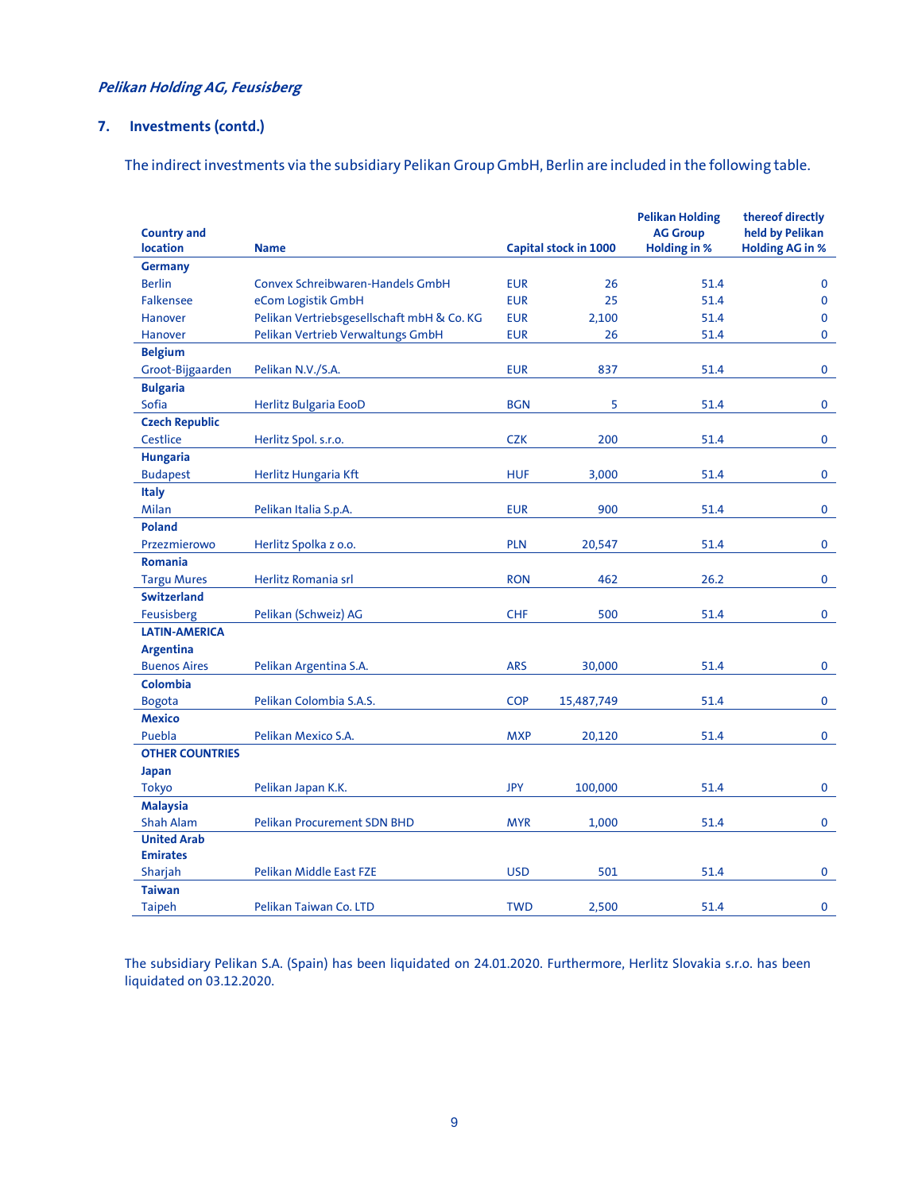*Pelikan Holding AG, Feusisberg*

## 7. Investments (contd.)

The indirect investments via the subsidiary Pelikan Group GmbH, Berlin are included in the following table.

| Country and location | Name | Capital stock in 1000 | | Pelikan Holding AG Group Holding in % | thereof directly held by Pelikan Holding AG in % |
|---|---|---|---|---|---|
| **Germany** | | | | | |
| Berlin | Convex Schreibwaren-Handels GmbH | EUR | 26 | 51.4 | 0 |
| Falkensee | eCom Logistik GmbH | EUR | 25 | 51.4 | 0 |
| Hanover | Pelikan Vertriebsgesellschaft mbH & Co. KG | EUR | 2,100 | 51.4 | 0 |
| Hanover | Pelikan Vertrieb Verwaltungs GmbH | EUR | 26 | 51.4 | 0 |
| **Belgium** | | | | | |
| Groot-Bijgaarden | Pelikan N.V./S.A. | EUR | 837 | 51.4 | 0 |
| **Bulgaria** | | | | | |
| Sofia | Herlitz Bulgaria EooD | BGN | 5 | 51.4 | 0 |
| **Czech Republic** | | | | | |
| Cestlice | Herlitz Spol. s.r.o. | CZK | 200 | 51.4 | 0 |
| **Hungaria** | | | | | |
| Budapest | Herlitz Hungaria Kft | HUF | 3,000 | 51.4 | 0 |
| **Italy** | | | | | |
| Milan | Pelikan Italia S.p.A. | EUR | 900 | 51.4 | 0 |
| **Poland** | | | | | |
| Przezmierowo | Herlitz Spolka z o.o. | PLN | 20,547 | 51.4 | 0 |
| **Romania** | | | | | |
| Targu Mures | Herlitz Romania srl | RON | 462 | 26.2 | 0 |
| **Switzerland** | | | | | |
| Feusisberg | Pelikan (Schweiz) AG | CHF | 500 | 51.4 | 0 |
| **LATIN-AMERICA** | | | | | |
| **Argentina** | | | | | |
| Buenos Aires | Pelikan Argentina S.A. | ARS | 30,000 | 51.4 | 0 |
| **Colombia** | | | | | |
| Bogota | Pelikan Colombia S.A.S. | COP | 15,487,749 | 51.4 | 0 |
| **Mexico** | | | | | |
| Puebla | Pelikan Mexico S.A. | MXP | 20,120 | 51.4 | 0 |
| **OTHER COUNTRIES** | | | | | |
| **Japan** | | | | | |
| Tokyo | Pelikan Japan K.K. | JPY | 100,000 | 51.4 | 0 |
| **Malaysia** | | | | | |
| Shah Alam | Pelikan Procurement SDN BHD | MYR | 1,000 | 51.4 | 0 |
| **United Arab Emirates** | | | | | |
| Sharjah | Pelikan Middle East FZE | USD | 501 | 51.4 | 0 |
| **Taiwan** | | | | | |
| Taipeh | Pelikan Taiwan Co. LTD | TWD | 2,500 | 51.4 | 0 |

The subsidiary Pelikan S.A. (Spain) has been liquidated on 24.01.2020. Furthermore, Herlitz Slovakia s.r.o. has been liquidated on 03.12.2020.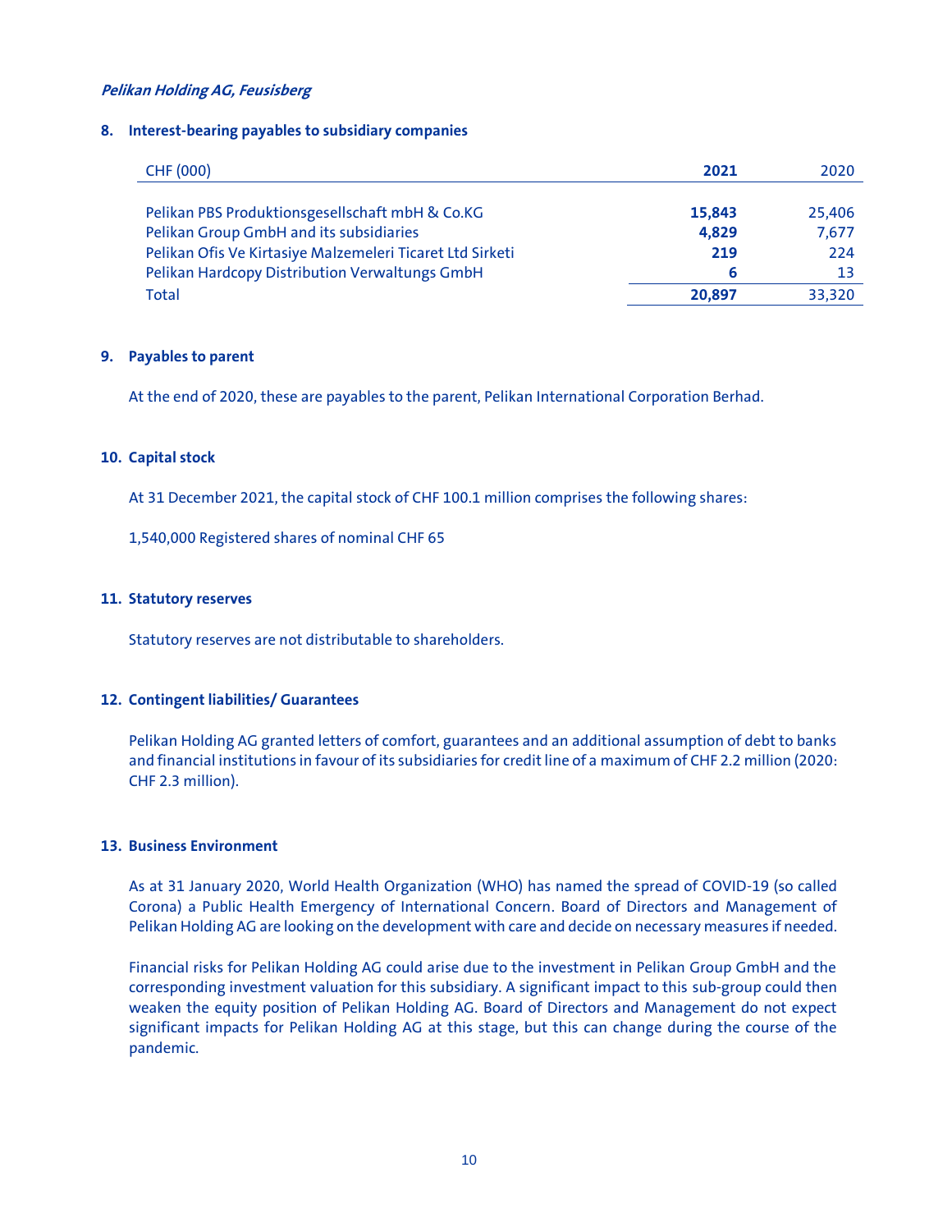*Pelikan Holding AG, Feusisberg*

## 8. Interest-bearing payables to subsidiary companies

| CHF (000) | **2021** | 2020 |
|---|---|---|
| Pelikan PBS Produktionsgesellschaft mbH & Co.KG | **15,843** | 25,406 |
| Pelikan Group GmbH and its subsidiaries | **4,829** | 7,677 |
| Pelikan Ofis Ve Kirtasiye Malzemeleri Ticaret Ltd Sirketi | **219** | 224 |
| Pelikan Hardcopy Distribution Verwaltungs GmbH | **6** | 13 |
| Total | **20,897** | 33,320 |

## 9. Payables to parent

At the end of 2020, these are payables to the parent, Pelikan International Corporation Berhad.

## 10. Capital stock

At 31 December 2021, the capital stock of CHF 100.1 million comprises the following shares:

1,540,000 Registered shares of nominal CHF 65

## 11. Statutory reserves

Statutory reserves are not distributable to shareholders.

## 12. Contingent liabilities/ Guarantees

Pelikan Holding AG granted letters of comfort, guarantees and an additional assumption of debt to banks and financial institutions in favour of its subsidiaries for credit line of a maximum of CHF 2.2 million (2020: CHF 2.3 million).

## 13. Business Environment

As at 31 January 2020, World Health Organization (WHO) has named the spread of COVID-19 (so called Corona) a Public Health Emergency of International Concern. Board of Directors and Management of Pelikan Holding AG are looking on the development with care and decide on necessary measures if needed.

Financial risks for Pelikan Holding AG could arise due to the investment in Pelikan Group GmbH and the corresponding investment valuation for this subsidiary. A significant impact to this sub-group could then weaken the equity position of Pelikan Holding AG. Board of Directors and Management do not expect significant impacts for Pelikan Holding AG at this stage, but this can change during the course of the pandemic.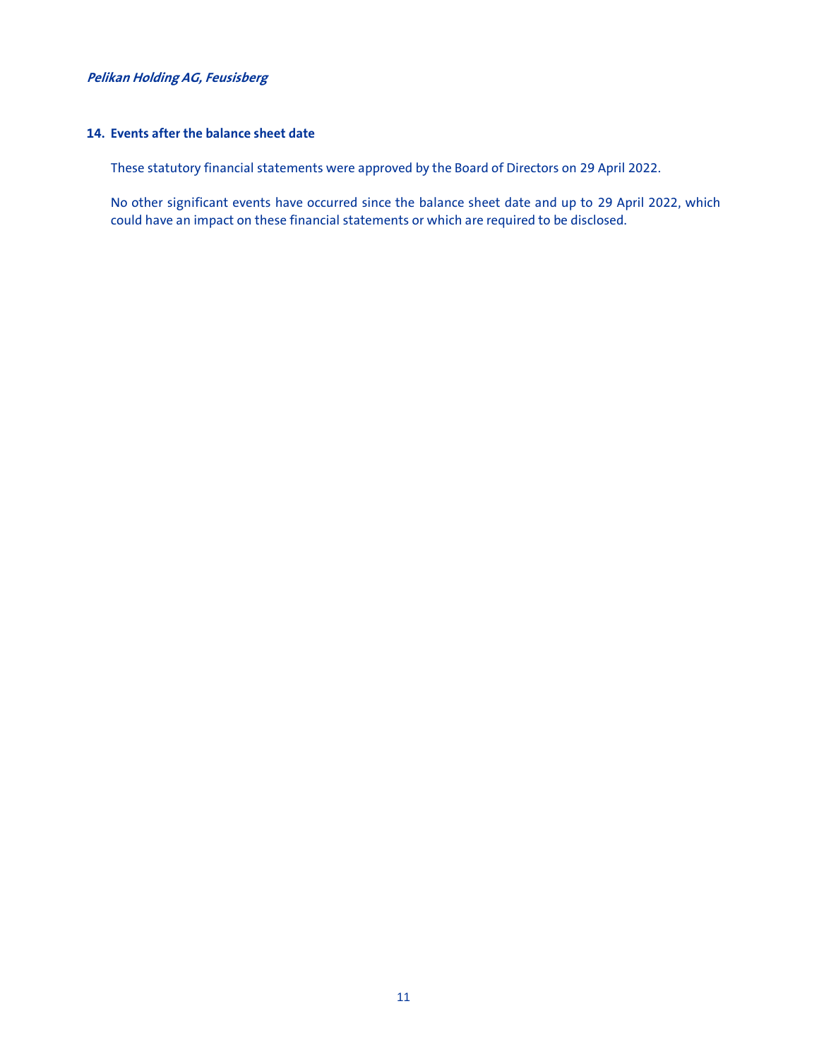## 14. Events after the balance sheet date

These statutory financial statements were approved by the Board of Directors on 29 April 2022.

No other significant events have occurred since the balance sheet date and up to 29 April 2022, which could have an impact on these financial statements or which are required to be disclosed.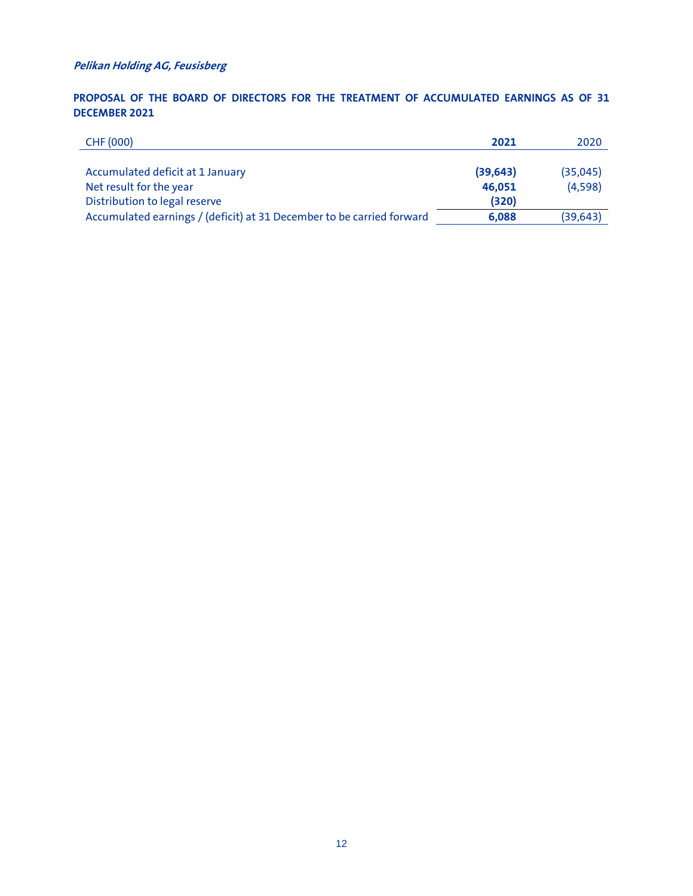*Pelikan Holding AG, Feusisberg*

## PROPOSAL OF THE BOARD OF DIRECTORS FOR THE TREATMENT OF ACCUMULATED EARNINGS AS OF 31 DECEMBER 2021

| CHF (000) | **2021** | 2020 |
|---|---|---|
| Accumulated deficit at 1 January | **(39,643)** | (35,045) |
| Net result for the year | **46,051** | (4,598) |
| Distribution to legal reserve | **(320)** | |
| Accumulated earnings / (deficit) at 31 December to be carried forward | **6,088** | (39,643) |